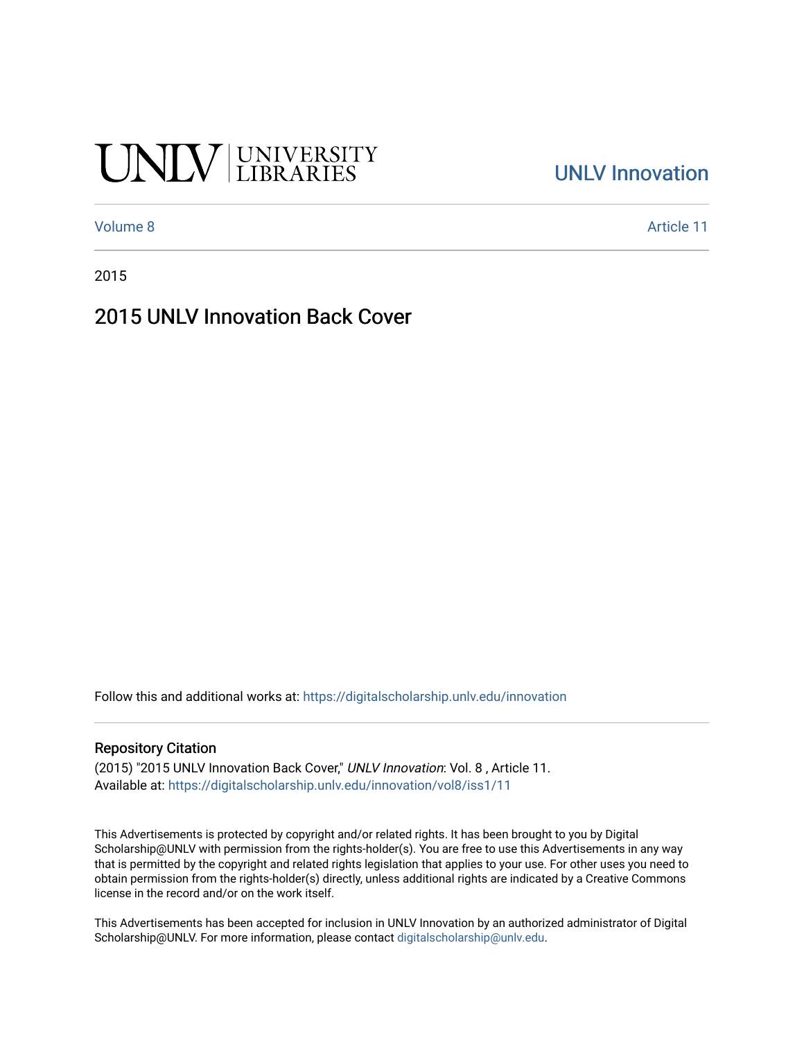UNLV | UNIVERSITY LIBRARIES

[UNLV Innovation](https://digitalscholarship.unlv.edu/innovation)

Volume 8 | Article 11

2015

# 2015 UNLV Innovation Back Cover

Follow this and additional works at: https://digitalscholarship.unlv.edu/innovation

## Repository Citation

(2015) "2015 UNLV Innovation Back Cover," *UNLV Innovation*: Vol. 8 , Article 11.
Available at: https://digitalscholarship.unlv.edu/innovation/vol8/iss1/11

This Advertisements is protected by copyright and/or related rights. It has been brought to you by Digital Scholarship@UNLV with permission from the rights-holder(s). You are free to use this Advertisements in any way that is permitted by the copyright and related rights legislation that applies to your use. For other uses you need to obtain permission from the rights-holder(s) directly, unless additional rights are indicated by a Creative Commons license in the record and/or on the work itself.

This Advertisements has been accepted for inclusion in UNLV Innovation by an authorized administrator of Digital Scholarship@UNLV. For more information, please contact digitalscholarship@unlv.edu.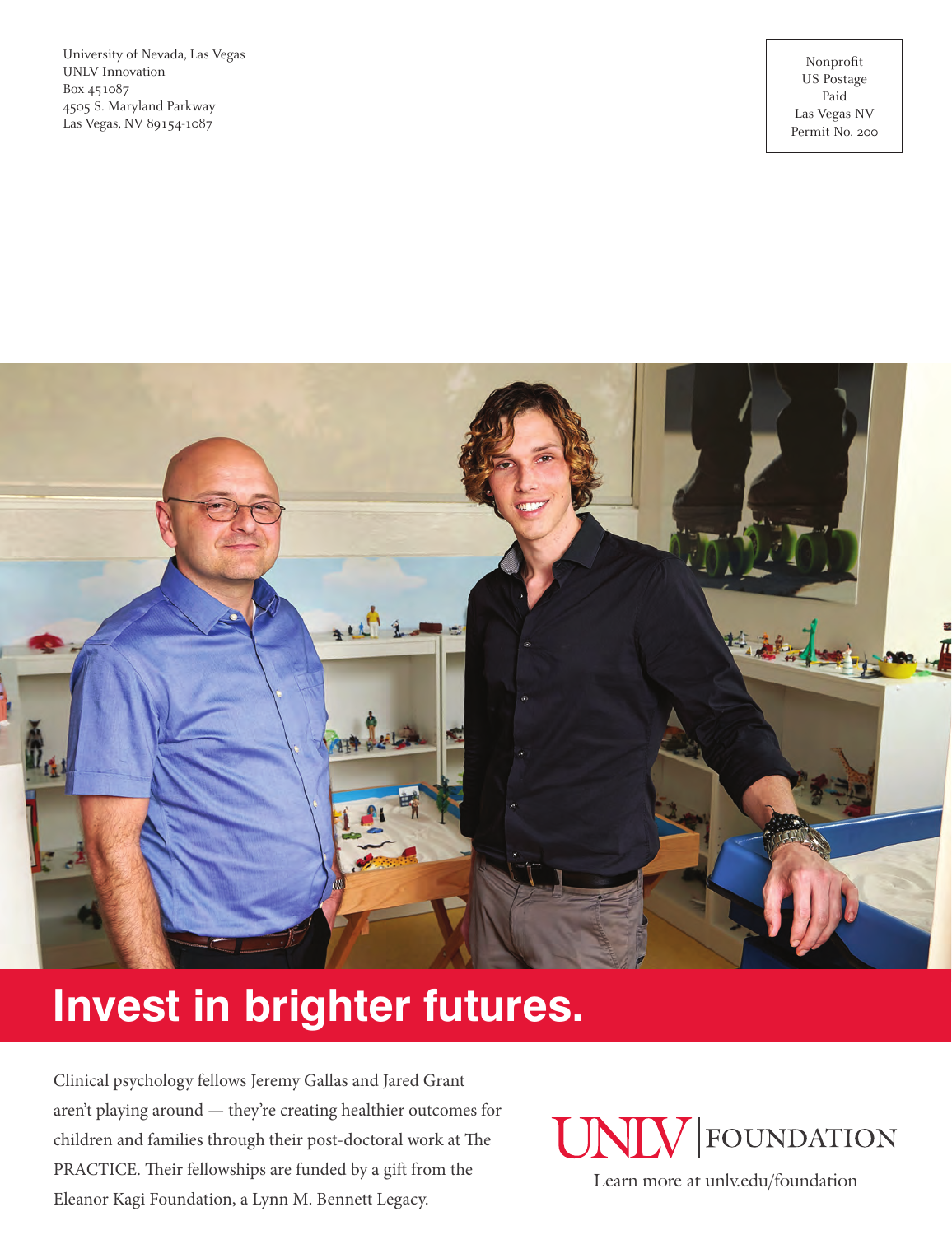University of Nevada, Las Vegas
UNLV Innovation
Box 451087
4505 S. Maryland Parkway
Las Vegas, NV 89154-1087

Nonprofit
US Postage
Paid
Las Vegas NV
Permit No. 200

# Invest in brighter futures.

Clinical psychology fellows Jeremy Gallas and Jared Grant aren't playing around — they're creating healthier outcomes for children and families through their post-doctoral work at The PRACTICE. Their fellowships are funded by a gift from the Eleanor Kagi Foundation, a Lynn M. Bennett Legacy.

UNLV | FOUNDATION

Learn more at unlv.edu/foundation